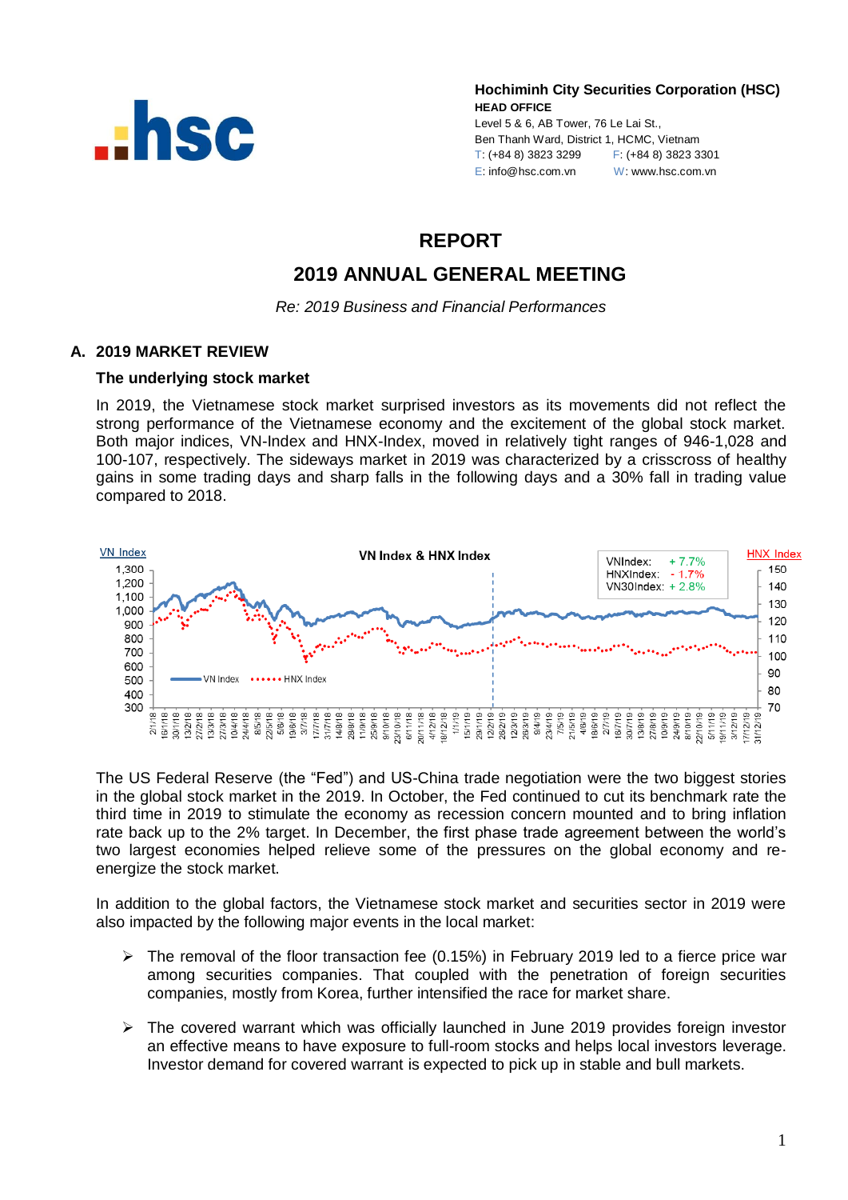**Hochiminh City Securities Corporation (HSC)**
**HEAD OFFICE**
Level 5 & 6, AB Tower, 76 Le Lai St.,
Ben Thanh Ward, District 1, HCMC, Vietnam
T: (+84 8) 3823 3299 F: (+84 8) 3823 3301
E: info@hsc.com.vn W: www.hsc.com.vn

# REPORT

# 2019 ANNUAL GENERAL MEETING

*Re: 2019 Business and Financial Performances*

## A. 2019 MARKET REVIEW

### The underlying stock market

In 2019, the Vietnamese stock market surprised investors as its movements did not reflect the strong performance of the Vietnamese economy and the excitement of the global stock market. Both major indices, VN-Index and HNX-Index, moved in relatively tight ranges of 946-1,028 and 100-107, respectively. The sideways market in 2019 was characterized by a crisscross of healthy gains in some trading days and sharp falls in the following days and a 30% fall in trading value compared to 2018.

The US Federal Reserve (the "Fed") and US-China trade negotiation were the two biggest stories in the global stock market in the 2019. In October, the Fed continued to cut its benchmark rate the third time in 2019 to stimulate the economy as recession concern mounted and to bring inflation rate back up to the 2% target. In December, the first phase trade agreement between the world's two largest economies helped relieve some of the pressures on the global economy and re-energize the stock market.

In addition to the global factors, the Vietnamese stock market and securities sector in 2019 were also impacted by the following major events in the local market:

- The removal of the floor transaction fee (0.15%) in February 2019 led to a fierce price war among securities companies. That coupled with the penetration of foreign securities companies, mostly from Korea, further intensified the race for market share.
- The covered warrant which was officially launched in June 2019 provides foreign investor an effective means to have exposure to full-room stocks and helps local investors leverage. Investor demand for covered warrant is expected to pick up in stable and bull markets.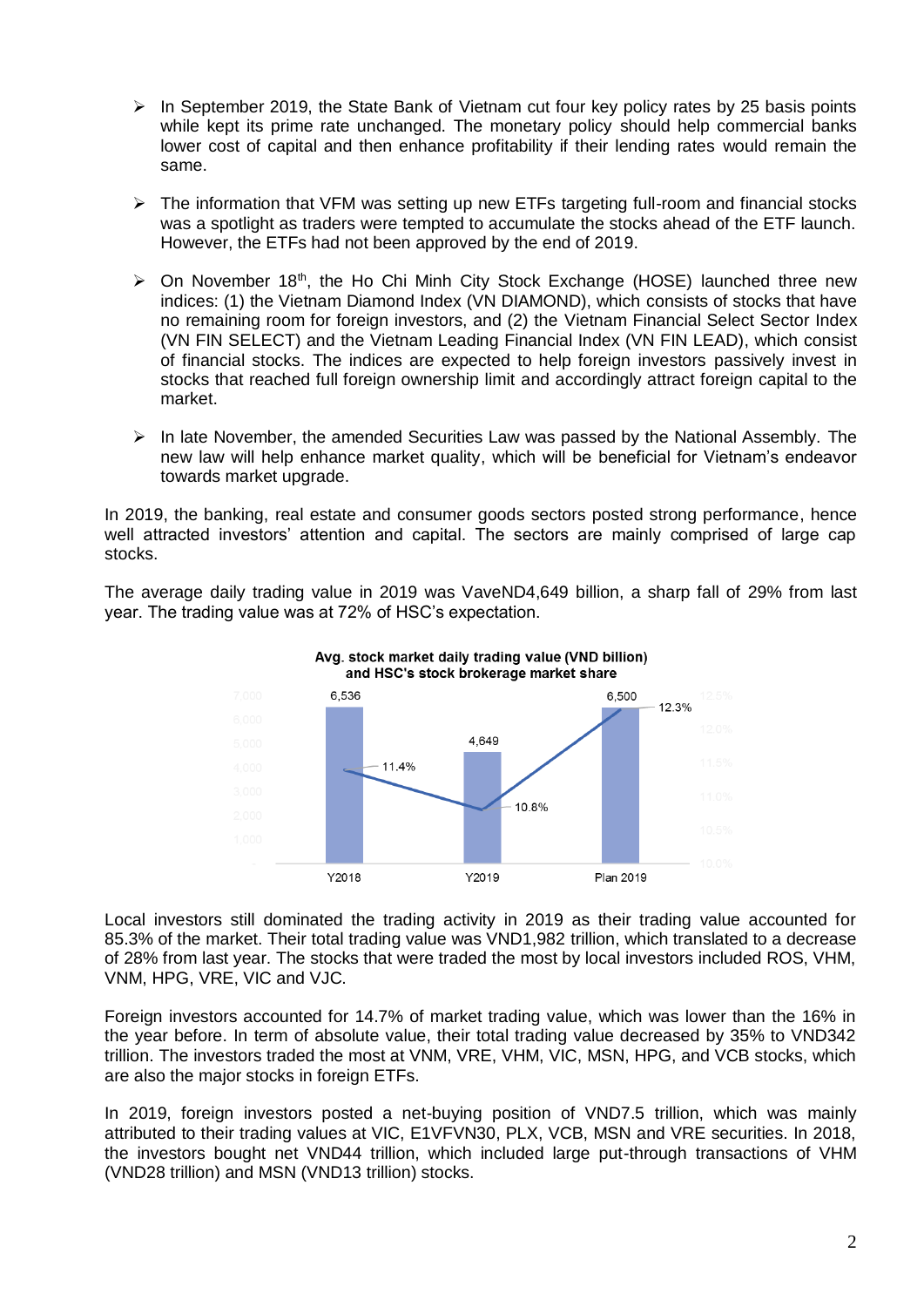- ➢ In September 2019, the State Bank of Vietnam cut four key policy rates by 25 basis points while kept its prime rate unchanged. The monetary policy should help commercial banks lower cost of capital and then enhance profitability if their lending rates would remain the same.

- ➢ The information that VFM was setting up new ETFs targeting full-room and financial stocks was a spotlight as traders were tempted to accumulate the stocks ahead of the ETF launch. However, the ETFs had not been approved by the end of 2019.

- ➢ On November 18th, the Ho Chi Minh City Stock Exchange (HOSE) launched three new indices: (1) the Vietnam Diamond Index (VN DIAMOND), which consists of stocks that have no remaining room for foreign investors, and (2) the Vietnam Financial Select Sector Index (VN FIN SELECT) and the Vietnam Leading Financial Index (VN FIN LEAD), which consist of financial stocks. The indices are expected to help foreign investors passively invest in stocks that reached full foreign ownership limit and accordingly attract foreign capital to the market.

- ➢ In late November, the amended Securities Law was passed by the National Assembly. The new law will help enhance market quality, which will be beneficial for Vietnam's endeavor towards market upgrade.

In 2019, the banking, real estate and consumer goods sectors posted strong performance, hence well attracted investors' attention and capital. The sectors are mainly comprised of large cap stocks.

The average daily trading value in 2019 was VaveND4,649 billion, a sharp fall of 29% from last year. The trading value was at 72% of HSC's expectation.

**Avg. stock market daily trading value (VND billion) and HSC's stock brokerage market share**

| | Y2018 | Y2019 | Plan 2019 |
|---|---|---|---|
| Avg. daily trading value (VND billion) | 6,536 | 4,649 | 6,500 |
| HSC's market share | 11.4% | 10.8% | 12.3% |

Local investors still dominated the trading activity in 2019 as their trading value accounted for 85.3% of the market. Their total trading value was VND1,982 trillion, which translated to a decrease of 28% from last year. The stocks that were traded the most by local investors included ROS, VHM, VNM, HPG, VRE, VIC and VJC.

Foreign investors accounted for 14.7% of market trading value, which was lower than the 16% in the year before. In term of absolute value, their total trading value decreased by 35% to VND342 trillion. The investors traded the most at VNM, VRE, VHM, VIC, MSN, HPG, and VCB stocks, which are also the major stocks in foreign ETFs.

In 2019, foreign investors posted a net-buying position of VND7.5 trillion, which was mainly attributed to their trading values at VIC, E1VFVN30, PLX, VCB, MSN and VRE securities. In 2018, the investors bought net VND44 trillion, which included large put-through transactions of VHM (VND28 trillion) and MSN (VND13 trillion) stocks.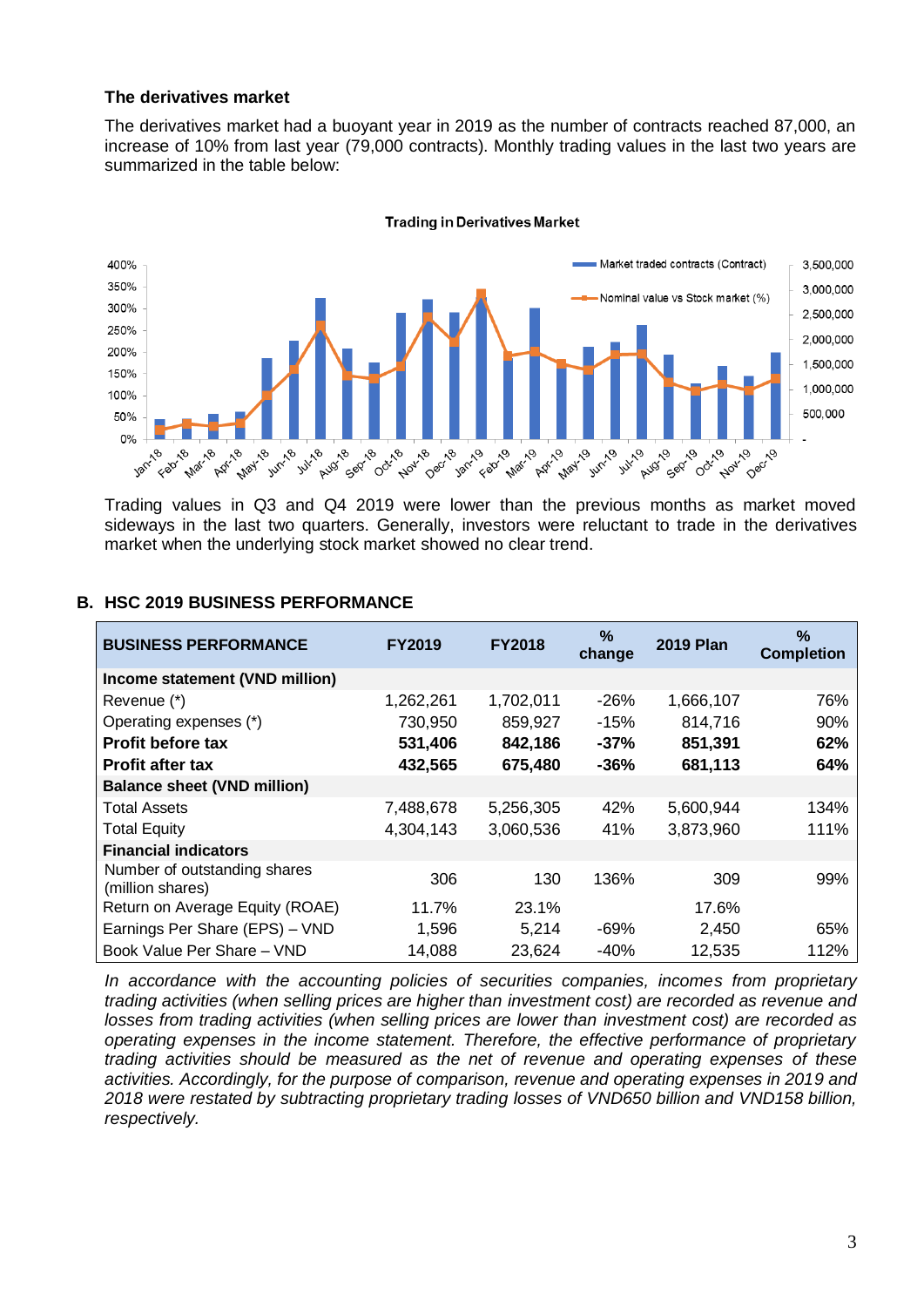### The derivatives market

The derivatives market had a buoyant year in 2019 as the number of contracts reached 87,000, an increase of 10% from last year (79,000 contracts). Monthly trading values in the last two years are summarized in the table below:

**Trading in Derivatives Market**

Trading values in Q3 and Q4 2019 were lower than the previous months as market moved sideways in the last two quarters. Generally, investors were reluctant to trade in the derivatives market when the underlying stock market showed no clear trend.

## B. HSC 2019 BUSINESS PERFORMANCE

| BUSINESS PERFORMANCE | FY2019 | FY2018 | % change | 2019 Plan | % Completion |
|---|---|---|---|---|---|
| **Income statement (VND million)** | | | | | |
| Revenue (*) | 1,262,261 | 1,702,011 | -26% | 1,666,107 | 76% |
| Operating expenses (*) | 730,950 | 859,927 | -15% | 814,716 | 90% |
| **Profit before tax** | **531,406** | **842,186** | **-37%** | **851,391** | **62%** |
| **Profit after tax** | **432,565** | **675,480** | **-36%** | **681,113** | **64%** |
| **Balance sheet (VND million)** | | | | | |
| Total Assets | 7,488,678 | 5,256,305 | 42% | 5,600,944 | 134% |
| Total Equity | 4,304,143 | 3,060,536 | 41% | 3,873,960 | 111% |
| **Financial indicators** | | | | | |
| Number of outstanding shares (million shares) | 306 | 130 | 136% | 309 | 99% |
| Return on Average Equity (ROAE) | 11.7% | 23.1% | | 17.6% | |
| Earnings Per Share (EPS) – VND | 1,596 | 5,214 | -69% | 2,450 | 65% |
| Book Value Per Share – VND | 14,088 | 23,624 | -40% | 12,535 | 112% |

*In accordance with the accounting policies of securities companies, incomes from proprietary trading activities (when selling prices are higher than investment cost) are recorded as revenue and losses from trading activities (when selling prices are lower than investment cost) are recorded as operating expenses in the income statement. Therefore, the effective performance of proprietary trading activities should be measured as the net of revenue and operating expenses of these activities. Accordingly, for the purpose of comparison, revenue and operating expenses in 2019 and 2018 were restated by subtracting proprietary trading losses of VND650 billion and VND158 billion, respectively.*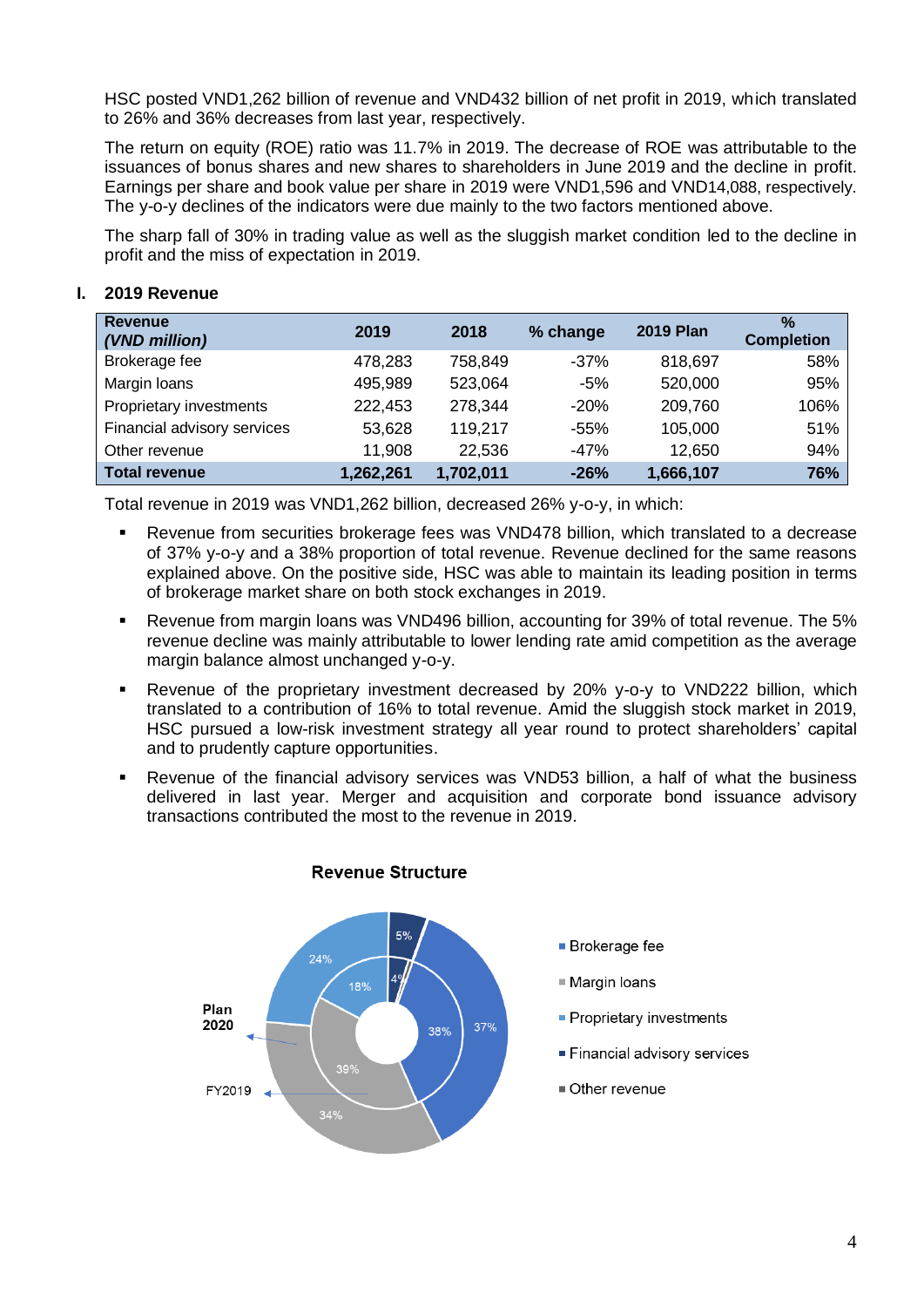HSC posted VND1,262 billion of revenue and VND432 billion of net profit in 2019, which translated to 26% and 36% decreases from last year, respectively.

The return on equity (ROE) ratio was 11.7% in 2019. The decrease of ROE was attributable to the issuances of bonus shares and new shares to shareholders in June 2019 and the decline in profit. Earnings per share and book value per share in 2019 were VND1,596 and VND14,088, respectively. The y-o-y declines of the indicators were due mainly to the two factors mentioned above.

The sharp fall of 30% in trading value as well as the sluggish market condition led to the decline in profit and the miss of expectation in 2019.

## I. 2019 Revenue

| Revenue *(VND million)* | 2019 | 2018 | % change | 2019 Plan | % Completion |
|---|---|---|---|---|---|
| Brokerage fee | 478,283 | 758,849 | -37% | 818,697 | 58% |
| Margin loans | 495,989 | 523,064 | -5% | 520,000 | 95% |
| Proprietary investments | 222,453 | 278,344 | -20% | 209,760 | 106% |
| Financial advisory services | 53,628 | 119,217 | -55% | 105,000 | 51% |
| Other revenue | 11,908 | 22,536 | -47% | 12,650 | 94% |
| **Total revenue** | **1,262,261** | **1,702,011** | **-26%** | **1,666,107** | **76%** |

Total revenue in 2019 was VND1,262 billion, decreased 26% y-o-y, in which:

- Revenue from securities brokerage fees was VND478 billion, which translated to a decrease of 37% y-o-y and a 38% proportion of total revenue. Revenue declined for the same reasons explained above. On the positive side, HSC was able to maintain its leading position in terms of brokerage market share on both stock exchanges in 2019.
- Revenue from margin loans was VND496 billion, accounting for 39% of total revenue. The 5% revenue decline was mainly attributable to lower lending rate amid competition as the average margin balance almost unchanged y-o-y.
- Revenue of the proprietary investment decreased by 20% y-o-y to VND222 billion, which translated to a contribution of 16% to total revenue. Amid the sluggish stock market in 2019, HSC pursued a low-risk investment strategy all year round to protect shareholders' capital and to prudently capture opportunities.
- Revenue of the financial advisory services was VND53 billion, a half of what the business delivered in last year. Merger and acquisition and corporate bond issuance advisory transactions contributed the most to the revenue in 2019.

**Revenue Structure**

| | FY2019 | Plan 2020 |
|---|---|---|
| Brokerage fee | 38% | 37% |
| Margin loans | 39% | 34% |
| Proprietary investments | 18% | 24% |
| Financial advisory services | 4% | 5% |
| Other revenue | | |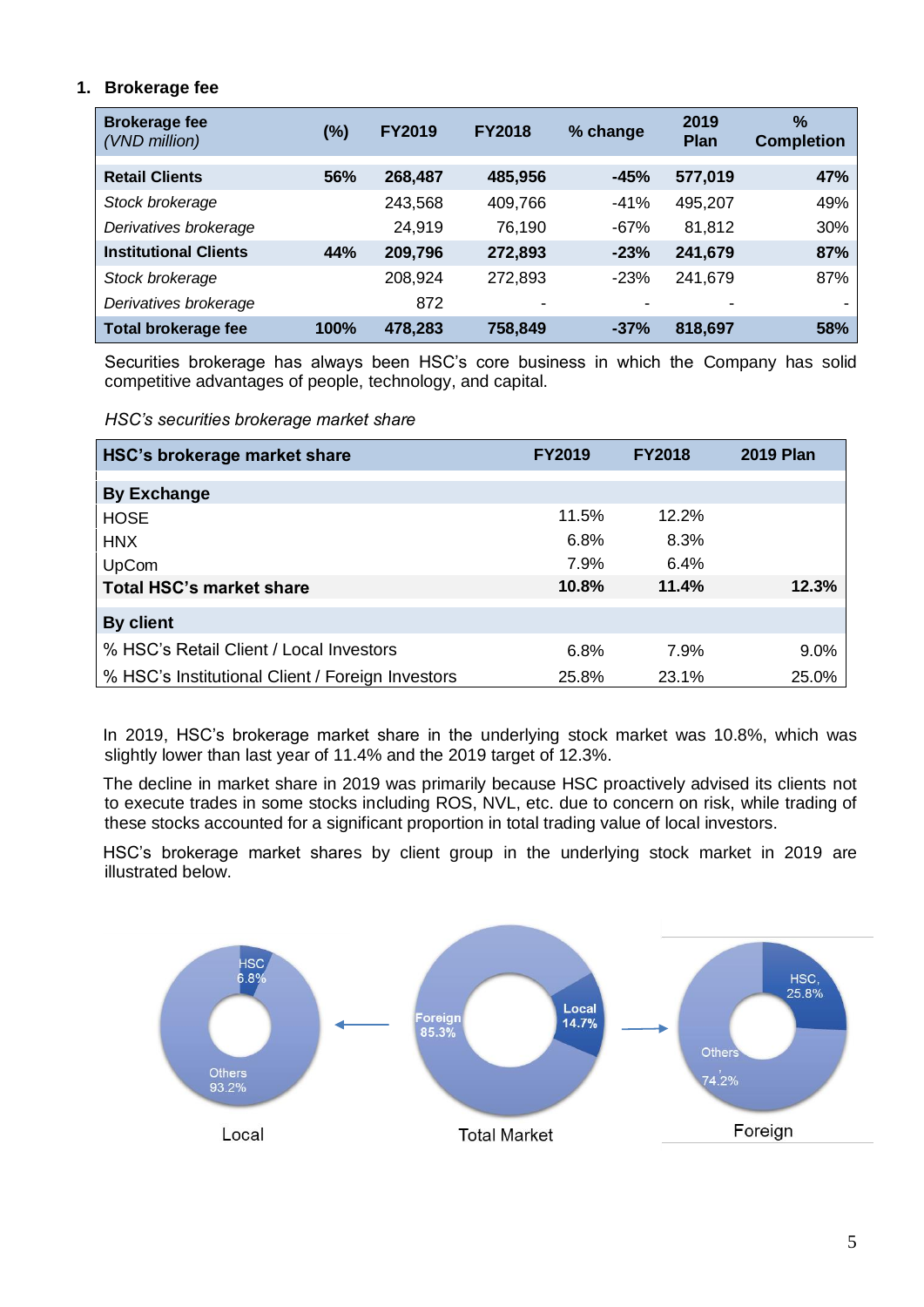## 1. Brokerage fee

| Brokerage fee *(VND million)* | (%) | FY2019 | FY2018 | % change | 2019 Plan | % Completion |
|---|---|---|---|---|---|---|
| **Retail Clients** | **56%** | **268,487** | **485,956** | **-45%** | **577,019** | **47%** |
| *Stock brokerage* | | 243,568 | 409,766 | -41% | 495,207 | 49% |
| *Derivatives brokerage* | | 24,919 | 76,190 | -67% | 81,812 | 30% |
| **Institutional Clients** | **44%** | **209,796** | **272,893** | **-23%** | **241,679** | **87%** |
| *Stock brokerage* | | 208,924 | 272,893 | -23% | 241,679 | 87% |
| *Derivatives brokerage* | | 872 | - | - | - | - |
| **Total brokerage fee** | **100%** | **478,283** | **758,849** | **-37%** | **818,697** | **58%** |

Securities brokerage has always been HSC's core business in which the Company has solid competitive advantages of people, technology, and capital.

*HSC's securities brokerage market share*

| HSC's brokerage market share | FY2019 | FY2018 | 2019 Plan |
|---|---|---|---|
| **By Exchange** | | | |
| HOSE | 11.5% | 12.2% | |
| HNX | 6.8% | 8.3% | |
| UpCom | 7.9% | 6.4% | |
| **Total HSC's market share** | **10.8%** | **11.4%** | **12.3%** |
| **By client** | | | |
| % HSC's Retail Client / Local Investors | 6.8% | 7.9% | 9.0% |
| % HSC's Institutional Client / Foreign Investors | 25.8% | 23.1% | 25.0% |

In 2019, HSC's brokerage market share in the underlying stock market was 10.8%, which was slightly lower than last year of 11.4% and the 2019 target of 12.3%.

The decline in market share in 2019 was primarily because HSC proactively advised its clients not to execute trades in some stocks including ROS, NVL, etc. due to concern on risk, while trading of these stocks accounted for a significant proportion in total trading value of local investors.

HSC's brokerage market shares by client group in the underlying stock market in 2019 are illustrated below.

Local: HSC 6.8%, Others 93.2%

Total Market: Foreign 85.3%, Local 14.7%

Foreign: HSC, 25.8%, Others, 74.2%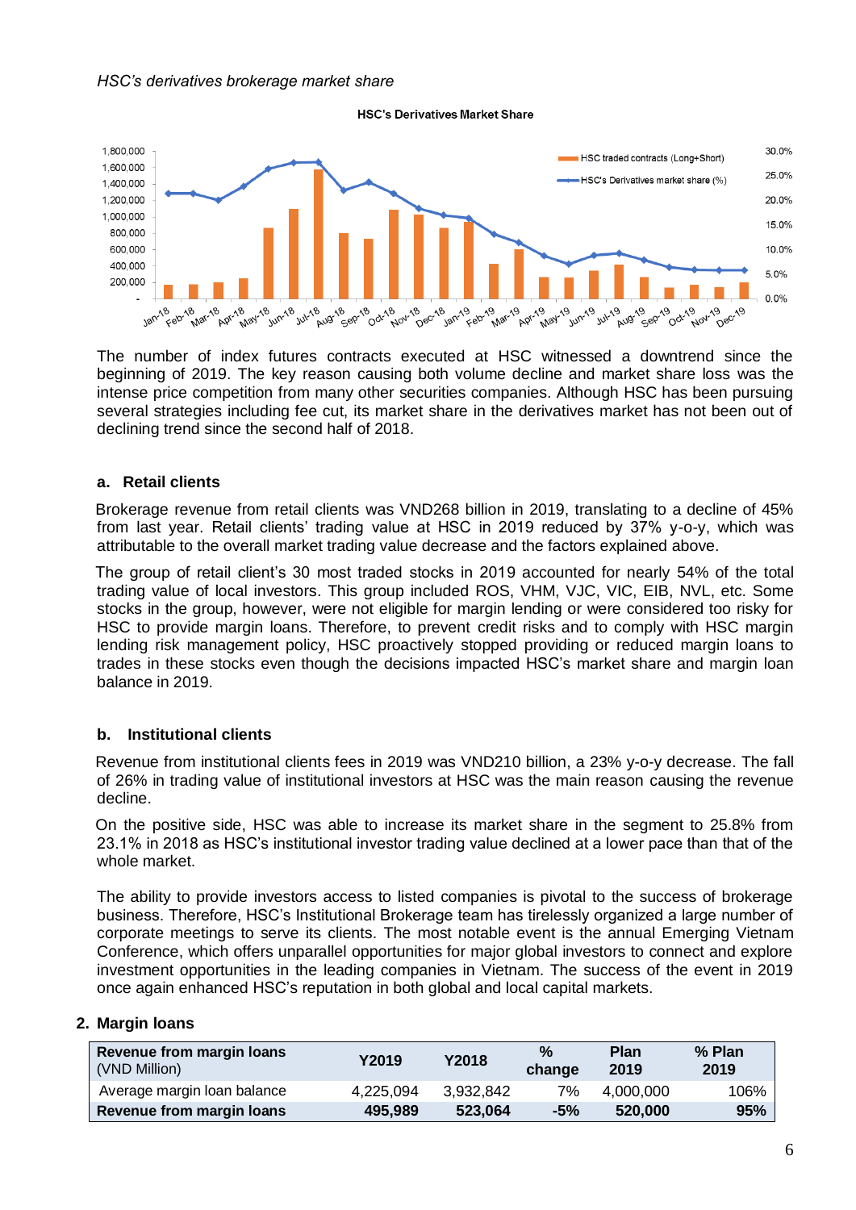*HSC's derivatives brokerage market share*

The number of index futures contracts executed at HSC witnessed a downtrend since the beginning of 2019. The key reason causing both volume decline and market share loss was the intense price competition from many other securities companies. Although HSC has been pursuing several strategies including fee cut, its market share in the derivatives market has not been out of declining trend since the second half of 2018.

### a. Retail clients

Brokerage revenue from retail clients was VND268 billion in 2019, translating to a decline of 45% from last year. Retail clients' trading value at HSC in 2019 reduced by 37% y-o-y, which was attributable to the overall market trading value decrease and the factors explained above.

The group of retail client's 30 most traded stocks in 2019 accounted for nearly 54% of the total trading value of local investors. This group included ROS, VHM, VJC, VIC, EIB, NVL, etc. Some stocks in the group, however, were not eligible for margin lending or were considered too risky for HSC to provide margin loans. Therefore, to prevent credit risks and to comply with HSC margin lending risk management policy, HSC proactively stopped providing or reduced margin loans to trades in these stocks even though the decisions impacted HSC's market share and margin loan balance in 2019.

### b. Institutional clients

Revenue from institutional clients fees in 2019 was VND210 billion, a 23% y-o-y decrease. The fall of 26% in trading value of institutional investors at HSC was the main reason causing the revenue decline.

On the positive side, HSC was able to increase its market share in the segment to 25.8% from 23.1% in 2018 as HSC's institutional investor trading value declined at a lower pace than that of the whole market.

The ability to provide investors access to listed companies is pivotal to the success of brokerage business. Therefore, HSC's Institutional Brokerage team has tirelessly organized a large number of corporate meetings to serve its clients. The most notable event is the annual Emerging Vietnam Conference, which offers unparallel opportunities for major global investors to connect and explore investment opportunities in the leading companies in Vietnam. The success of the event in 2019 once again enhanced HSC's reputation in both global and local capital markets.

## 2. Margin loans

| **Revenue from margin loans** (VND Million) | **Y2019** | **Y2018** | **% change** | **Plan 2019** | **% Plan 2019** |
|---|---|---|---|---|---|
| Average margin loan balance | 4,225,094 | 3,932,842 | 7% | 4,000,000 | 106% |
| **Revenue from margin loans** | **495,989** | **523,064** | **-5%** | **520,000** | **95%** |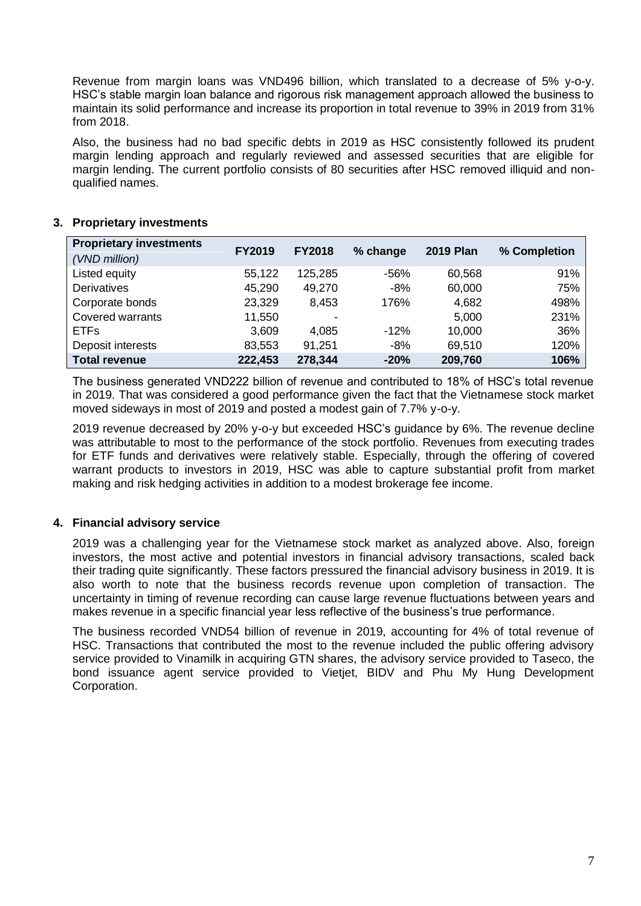Revenue from margin loans was VND496 billion, which translated to a decrease of 5% y-o-y. HSC's stable margin loan balance and rigorous risk management approach allowed the business to maintain its solid performance and increase its proportion in total revenue to 39% in 2019 from 31% from 2018.

Also, the business had no bad specific debts in 2019 as HSC consistently followed its prudent margin lending approach and regularly reviewed and assessed securities that are eligible for margin lending. The current portfolio consists of 80 securities after HSC removed illiquid and non-qualified names.

### 3. Proprietary investments

| **Proprietary investments** *(VND million)* | **FY2019** | **FY2018** | **% change** | **2019 Plan** | **% Completion** |
|---|---|---|---|---|---|
| Listed equity | 55,122 | 125,285 | -56% | 60,568 | 91% |
| Derivatives | 45,290 | 49,270 | -8% | 60,000 | 75% |
| Corporate bonds | 23,329 | 8,453 | 176% | 4,682 | 498% |
| Covered warrants | 11,550 | - | | 5,000 | 231% |
| ETFs | 3,609 | 4,085 | -12% | 10,000 | 36% |
| Deposit interests | 83,553 | 91,251 | -8% | 69,510 | 120% |
| **Total revenue** | **222,453** | **278,344** | **-20%** | **209,760** | **106%** |

The business generated VND222 billion of revenue and contributed to 18% of HSC's total revenue in 2019. That was considered a good performance given the fact that the Vietnamese stock market moved sideways in most of 2019 and posted a modest gain of 7.7% y-o-y.

2019 revenue decreased by 20% y-o-y but exceeded HSC's guidance by 6%. The revenue decline was attributable to most to the performance of the stock portfolio. Revenues from executing trades for ETF funds and derivatives were relatively stable. Especially, through the offering of covered warrant products to investors in 2019, HSC was able to capture substantial profit from market making and risk hedging activities in addition to a modest brokerage fee income.

### 4. Financial advisory service

2019 was a challenging year for the Vietnamese stock market as analyzed above. Also, foreign investors, the most active and potential investors in financial advisory transactions, scaled back their trading quite significantly. These factors pressured the financial advisory business in 2019. It is also worth to note that the business records revenue upon completion of transaction. The uncertainty in timing of revenue recording can cause large revenue fluctuations between years and makes revenue in a specific financial year less reflective of the business's true performance.

The business recorded VND54 billion of revenue in 2019, accounting for 4% of total revenue of HSC. Transactions that contributed the most to the revenue included the public offering advisory service provided to Vinamilk in acquiring GTN shares, the advisory service provided to Taseco, the bond issuance agent service provided to Vietjet, BIDV and Phu My Hung Development Corporation.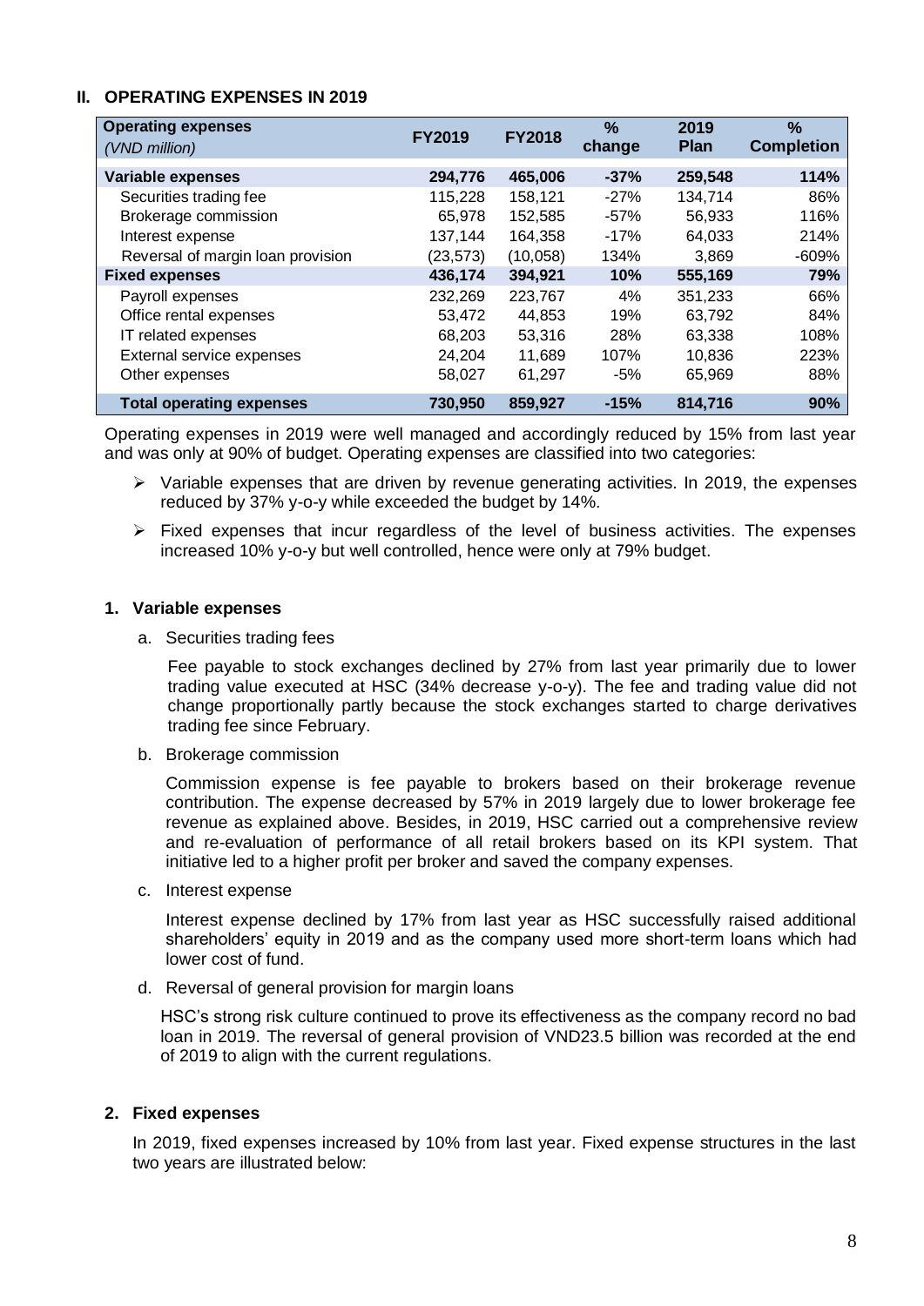## II. OPERATING EXPENSES IN 2019

| Operating expenses *(VND million)* | FY2019 | FY2018 | % change | 2019 Plan | % Completion |
|---|---|---|---|---|---|
| **Variable expenses** | **294,776** | **465,006** | **-37%** | **259,548** | **114%** |
| Securities trading fee | 115,228 | 158,121 | -27% | 134,714 | 86% |
| Brokerage commission | 65,978 | 152,585 | -57% | 56,933 | 116% |
| Interest expense | 137,144 | 164,358 | -17% | 64,033 | 214% |
| Reversal of margin loan provision | (23,573) | (10,058) | 134% | 3,869 | -609% |
| **Fixed expenses** | **436,174** | **394,921** | **10%** | **555,169** | **79%** |
| Payroll expenses | 232,269 | 223,767 | 4% | 351,233 | 66% |
| Office rental expenses | 53,472 | 44,853 | 19% | 63,792 | 84% |
| IT related expenses | 68,203 | 53,316 | 28% | 63,338 | 108% |
| External service expenses | 24,204 | 11,689 | 107% | 10,836 | 223% |
| Other expenses | 58,027 | 61,297 | -5% | 65,969 | 88% |
| **Total operating expenses** | **730,950** | **859,927** | **-15%** | **814,716** | **90%** |

Operating expenses in 2019 were well managed and accordingly reduced by 15% from last year and was only at 90% of budget. Operating expenses are classified into two categories:

- Variable expenses that are driven by revenue generating activities. In 2019, the expenses reduced by 37% y-o-y while exceeded the budget by 14%.
- Fixed expenses that incur regardless of the level of business activities. The expenses increased 10% y-o-y but well controlled, hence were only at 79% budget.

### 1. Variable expenses

a. Securities trading fees

Fee payable to stock exchanges declined by 27% from last year primarily due to lower trading value executed at HSC (34% decrease y-o-y). The fee and trading value did not change proportionally partly because the stock exchanges started to charge derivatives trading fee since February.

b. Brokerage commission

Commission expense is fee payable to brokers based on their brokerage revenue contribution. The expense decreased by 57% in 2019 largely due to lower brokerage fee revenue as explained above. Besides, in 2019, HSC carried out a comprehensive review and re-evaluation of performance of all retail brokers based on its KPI system. That initiative led to a higher profit per broker and saved the company expenses.

c. Interest expense

Interest expense declined by 17% from last year as HSC successfully raised additional shareholders' equity in 2019 and as the company used more short-term loans which had lower cost of fund.

d. Reversal of general provision for margin loans

HSC's strong risk culture continued to prove its effectiveness as the company record no bad loan in 2019. The reversal of general provision of VND23.5 billion was recorded at the end of 2019 to align with the current regulations.

### 2. Fixed expenses

In 2019, fixed expenses increased by 10% from last year. Fixed expense structures in the last two years are illustrated below: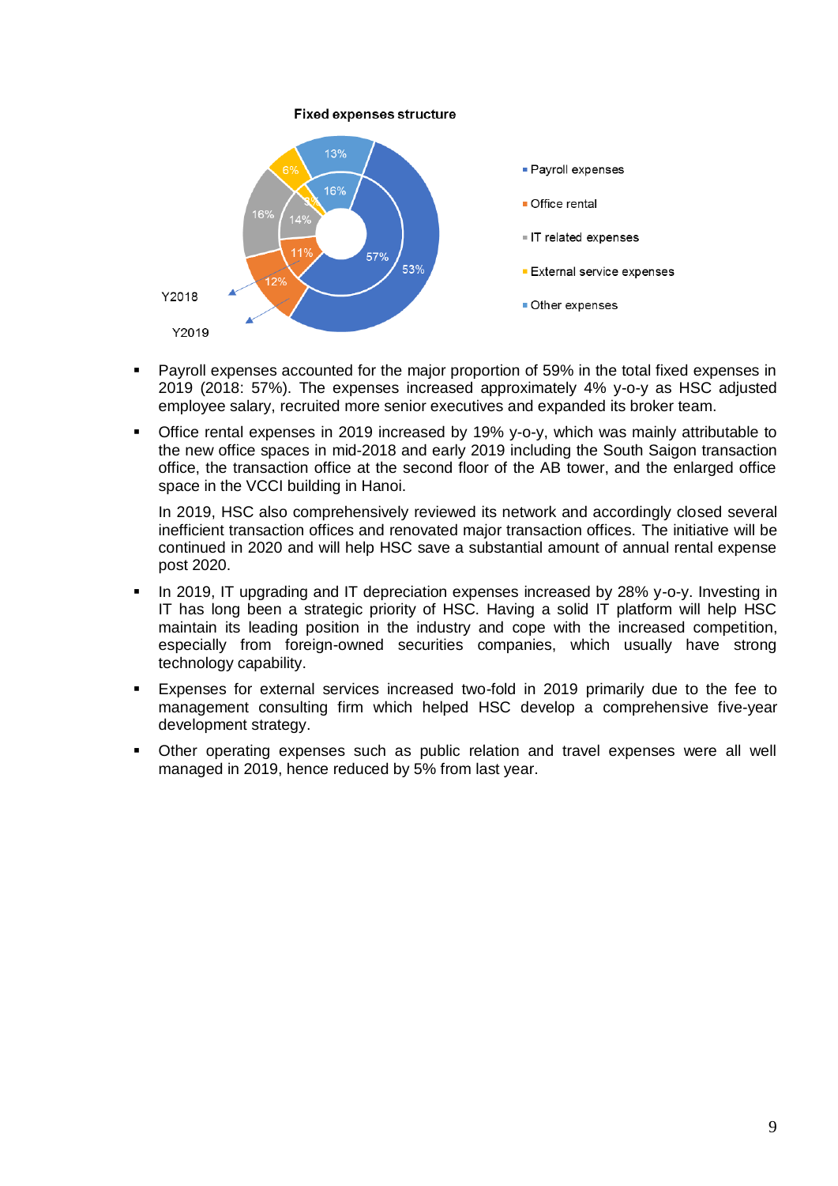**Fixed expenses structure**

- Payroll expenses accounted for the major proportion of 59% in the total fixed expenses in 2019 (2018: 57%). The expenses increased approximately 4% y-o-y as HSC adjusted employee salary, recruited more senior executives and expanded its broker team.

- Office rental expenses in 2019 increased by 19% y-o-y, which was mainly attributable to the new office spaces in mid-2018 and early 2019 including the South Saigon transaction office, the transaction office at the second floor of the AB tower, and the enlarged office space in the VCCI building in Hanoi.

  In 2019, HSC also comprehensively reviewed its network and accordingly closed several inefficient transaction offices and renovated major transaction offices. The initiative will be continued in 2020 and will help HSC save a substantial amount of annual rental expense post 2020.

- In 2019, IT upgrading and IT depreciation expenses increased by 28% y-o-y. Investing in IT has long been a strategic priority of HSC. Having a solid IT platform will help HSC maintain its leading position in the industry and cope with the increased competition, especially from foreign-owned securities companies, which usually have strong technology capability.

- Expenses for external services increased two-fold in 2019 primarily due to the fee to management consulting firm which helped HSC develop a comprehensive five-year development strategy.

- Other operating expenses such as public relation and travel expenses were all well managed in 2019, hence reduced by 5% from last year.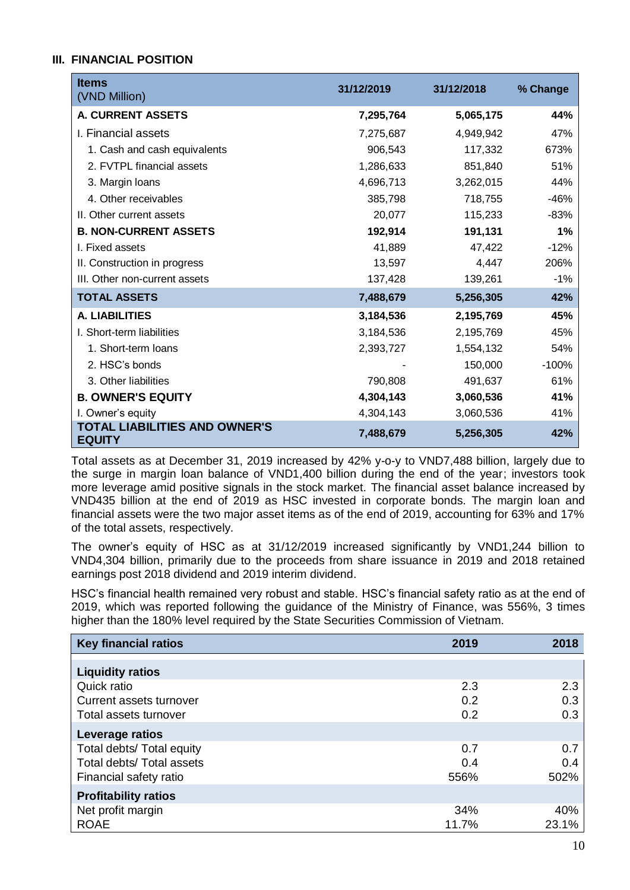## III. FINANCIAL POSITION

| Items (VND Million) | 31/12/2019 | 31/12/2018 | % Change |
|---|---|---|---|
| **A. CURRENT ASSETS** | **7,295,764** | **5,065,175** | **44%** |
| I. Financial assets | 7,275,687 | 4,949,942 | 47% |
| 1. Cash and cash equivalents | 906,543 | 117,332 | 673% |
| 2. FVTPL financial assets | 1,286,633 | 851,840 | 51% |
| 3. Margin loans | 4,696,713 | 3,262,015 | 44% |
| 4. Other receivables | 385,798 | 718,755 | -46% |
| II. Other current assets | 20,077 | 115,233 | -83% |
| **B. NON-CURRENT ASSETS** | **192,914** | **191,131** | **1%** |
| I. Fixed assets | 41,889 | 47,422 | -12% |
| II. Construction in progress | 13,597 | 4,447 | 206% |
| III. Other non-current assets | 137,428 | 139,261 | -1% |
| **TOTAL ASSETS** | **7,488,679** | **5,256,305** | **42%** |
| **A. LIABILITIES** | **3,184,536** | **2,195,769** | **45%** |
| I. Short-term liabilities | 3,184,536 | 2,195,769 | 45% |
| 1. Short-term loans | 2,393,727 | 1,554,132 | 54% |
| 2. HSC's bonds | - | 150,000 | -100% |
| 3. Other liabilities | 790,808 | 491,637 | 61% |
| **B. OWNER'S EQUITY** | **4,304,143** | **3,060,536** | **41%** |
| I. Owner's equity | 4,304,143 | 3,060,536 | 41% |
| **TOTAL LIABILITIES AND OWNER'S EQUITY** | **7,488,679** | **5,256,305** | **42%** |

Total assets as at December 31, 2019 increased by 42% y-o-y to VND7,488 billion, largely due to the surge in margin loan balance of VND1,400 billion during the end of the year; investors took more leverage amid positive signals in the stock market. The financial asset balance increased by VND435 billion at the end of 2019 as HSC invested in corporate bonds. The margin loan and financial assets were the two major asset items as of the end of 2019, accounting for 63% and 17% of the total assets, respectively.

The owner's equity of HSC as at 31/12/2019 increased significantly by VND1,244 billion to VND4,304 billion, primarily due to the proceeds from share issuance in 2019 and 2018 retained earnings post 2018 dividend and 2019 interim dividend.

HSC's financial health remained very robust and stable. HSC's financial safety ratio as at the end of 2019, which was reported following the guidance of the Ministry of Finance, was 556%, 3 times higher than the 180% level required by the State Securities Commission of Vietnam.

| Key financial ratios | 2019 | 2018 |
|---|---|---|
| **Liquidity ratios** | | |
| Quick ratio | 2.3 | 2.3 |
| Current assets turnover | 0.2 | 0.3 |
| Total assets turnover | 0.2 | 0.3 |
| **Leverage ratios** | | |
| Total debts/ Total equity | 0.7 | 0.7 |
| Total debts/ Total assets | 0.4 | 0.4 |
| Financial safety ratio | 556% | 502% |
| **Profitability ratios** | | |
| Net profit margin | 34% | 40% |
| ROAE | 11.7% | 23.1% |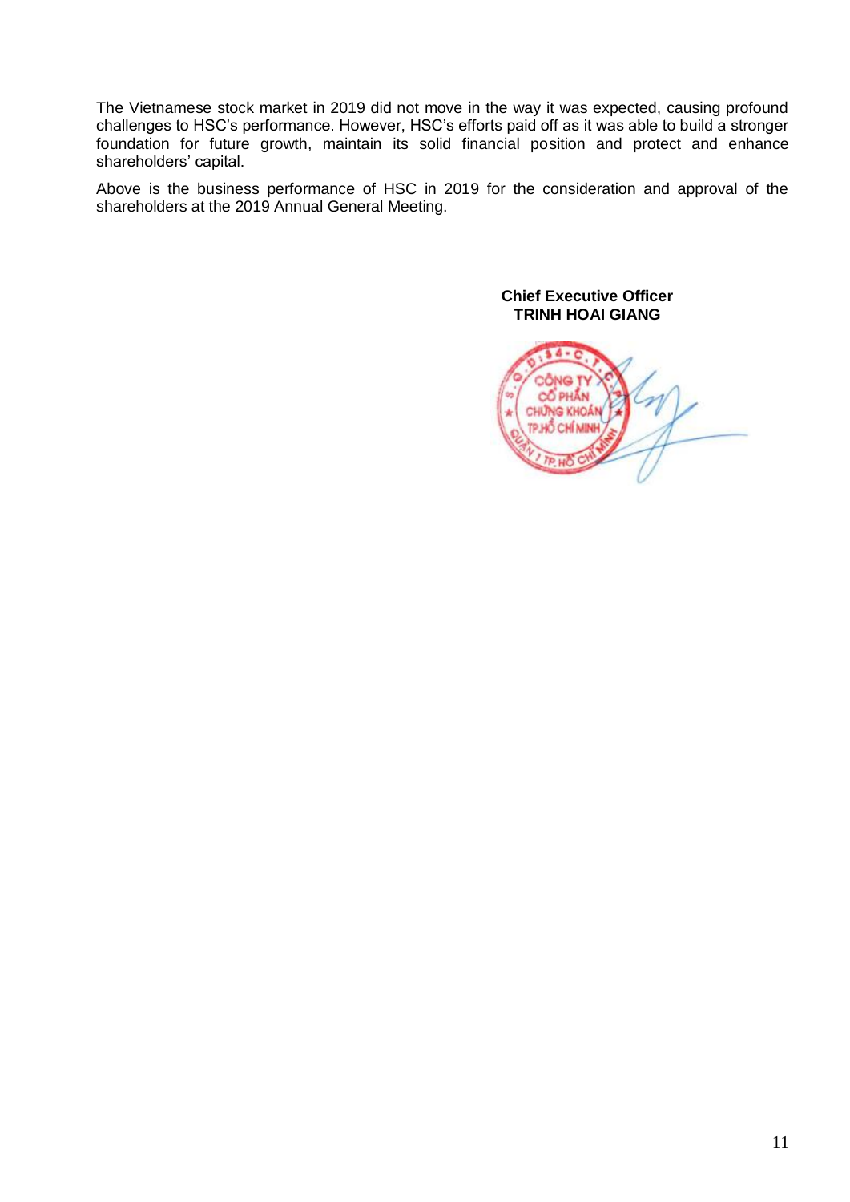The Vietnamese stock market in 2019 did not move in the way it was expected, causing profound challenges to HSC's performance. However, HSC's efforts paid off as it was able to build a stronger foundation for future growth, maintain its solid financial position and protect and enhance shareholders' capital.

Above is the business performance of HSC in 2019 for the consideration and approval of the shareholders at the 2019 Annual General Meeting.

**Chief Executive Officer**
**TRINH HOAI GIANG**